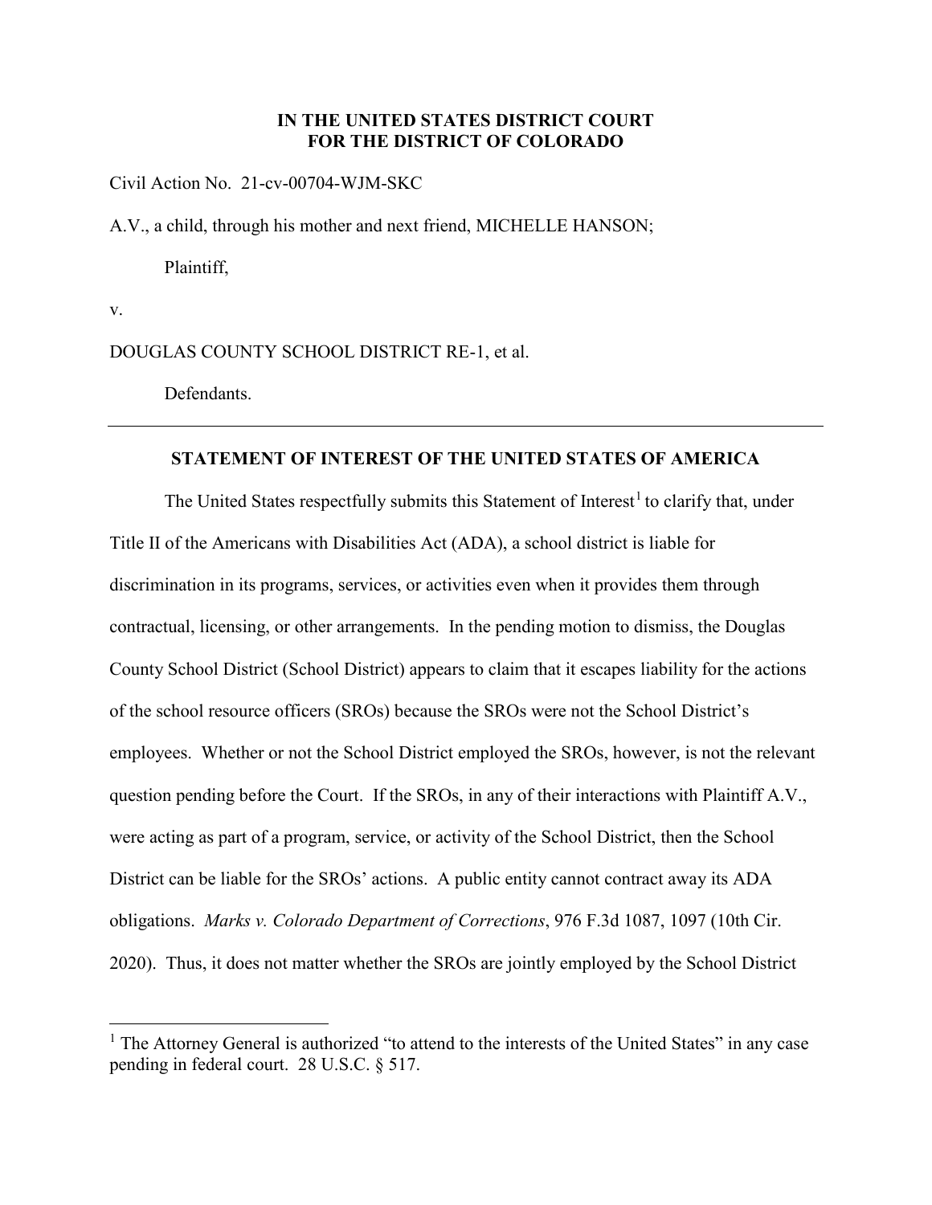**IN THE UNITED STATES DISTRICT COURT**
**FOR THE DISTRICT OF COLORADO**

Civil Action No. 21-cv-00704-WJM-SKC

A.V., a child, through his mother and next friend, MICHELLE HANSON;

Plaintiff,

v.

DOUGLAS COUNTY SCHOOL DISTRICT RE-1, et al.

Defendants.

---

**STATEMENT OF INTEREST OF THE UNITED STATES OF AMERICA**

The United States respectfully submits this Statement of Interest[1] to clarify that, under Title II of the Americans with Disabilities Act (ADA), a school district is liable for discrimination in its programs, services, or activities even when it provides them through contractual, licensing, or other arrangements. In the pending motion to dismiss, the Douglas County School District (School District) appears to claim that it escapes liability for the actions of the school resource officers (SROs) because the SROs were not the School District's employees. Whether or not the School District employed the SROs, however, is not the relevant question pending before the Court. If the SROs, in any of their interactions with Plaintiff A.V., were acting as part of a program, service, or activity of the School District, then the School District can be liable for the SROs' actions. A public entity cannot contract away its ADA obligations. *Marks v. Colorado Department of Corrections*, 976 F.3d 1087, 1097 (10th Cir. 2020). Thus, it does not matter whether the SROs are jointly employed by the School District

---

[1] The Attorney General is authorized "to attend to the interests of the United States" in any case pending in federal court. 28 U.S.C. § 517.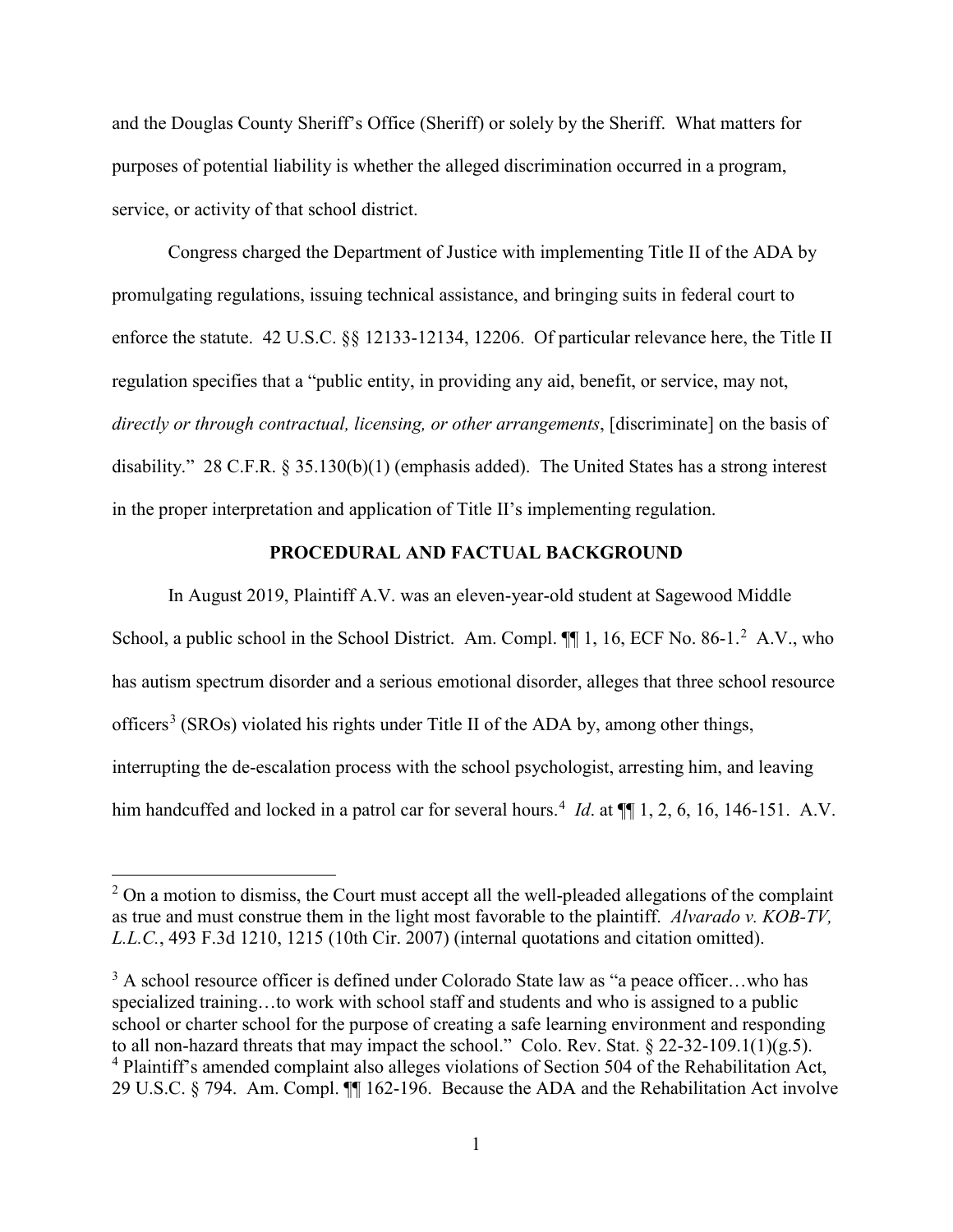and the Douglas County Sheriff's Office (Sheriff) or solely by the Sheriff. What matters for purposes of potential liability is whether the alleged discrimination occurred in a program, service, or activity of that school district.

Congress charged the Department of Justice with implementing Title II of the ADA by promulgating regulations, issuing technical assistance, and bringing suits in federal court to enforce the statute. 42 U.S.C. §§ 12133-12134, 12206. Of particular relevance here, the Title II regulation specifies that a "public entity, in providing any aid, benefit, or service, may not, *directly or through contractual, licensing, or other arrangements*, [discriminate] on the basis of disability." 28 C.F.R. § 35.130(b)(1) (emphasis added). The United States has a strong interest in the proper interpretation and application of Title II's implementing regulation.

## PROCEDURAL AND FACTUAL BACKGROUND

In August 2019, Plaintiff A.V. was an eleven-year-old student at Sagewood Middle School, a public school in the School District. Am. Compl. ¶¶ 1, 16, ECF No. 86-1.[2] A.V., who has autism spectrum disorder and a serious emotional disorder, alleges that three school resource officers[3] (SROs) violated his rights under Title II of the ADA by, among other things, interrupting the de-escalation process with the school psychologist, arresting him, and leaving him handcuffed and locked in a patrol car for several hours.[4] *Id*. at ¶¶ 1, 2, 6, 16, 146-151. A.V.

---

[2] On a motion to dismiss, the Court must accept all the well-pleaded allegations of the complaint as true and must construe them in the light most favorable to the plaintiff. *Alvarado v. KOB-TV, L.L.C.*, 493 F.3d 1210, 1215 (10th Cir. 2007) (internal quotations and citation omitted).

[3] A school resource officer is defined under Colorado State law as "a peace officer…who has specialized training…to work with school staff and students and who is assigned to a public school or charter school for the purpose of creating a safe learning environment and responding to all non-hazard threats that may impact the school." Colo. Rev. Stat. § 22-32-109.1(1)(g.5).

[4] Plaintiff's amended complaint also alleges violations of Section 504 of the Rehabilitation Act, 29 U.S.C. § 794. Am. Compl. ¶¶ 162-196. Because the ADA and the Rehabilitation Act involve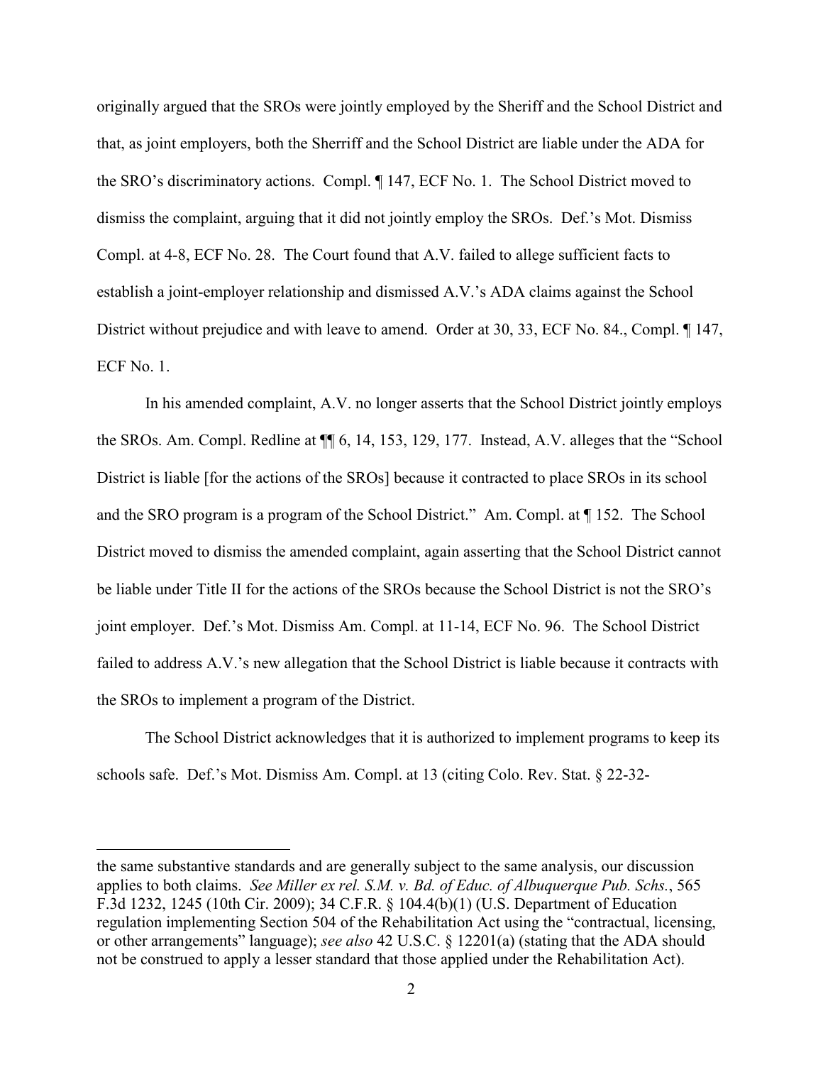originally argued that the SROs were jointly employed by the Sheriff and the School District and that, as joint employers, both the Sherriff and the School District are liable under the ADA for the SRO's discriminatory actions. Compl. ¶ 147, ECF No. 1. The School District moved to dismiss the complaint, arguing that it did not jointly employ the SROs. Def.'s Mot. Dismiss Compl. at 4-8, ECF No. 28. The Court found that A.V. failed to allege sufficient facts to establish a joint-employer relationship and dismissed A.V.'s ADA claims against the School District without prejudice and with leave to amend. Order at 30, 33, ECF No. 84., Compl. ¶ 147, ECF No. 1.

In his amended complaint, A.V. no longer asserts that the School District jointly employs the SROs. Am. Compl. Redline at ¶¶ 6, 14, 153, 129, 177. Instead, A.V. alleges that the "School District is liable [for the actions of the SROs] because it contracted to place SROs in its school and the SRO program is a program of the School District." Am. Compl. at ¶ 152. The School District moved to dismiss the amended complaint, again asserting that the School District cannot be liable under Title II for the actions of the SROs because the School District is not the SRO's joint employer. Def.'s Mot. Dismiss Am. Compl. at 11-14, ECF No. 96. The School District failed to address A.V.'s new allegation that the School District is liable because it contracts with the SROs to implement a program of the District.

The School District acknowledges that it is authorized to implement programs to keep its schools safe. Def.'s Mot. Dismiss Am. Compl. at 13 (citing Colo. Rev. Stat. § 22-32-

---

the same substantive standards and are generally subject to the same analysis, our discussion applies to both claims. *See Miller ex rel. S.M. v. Bd. of Educ. of Albuquerque Pub. Schs.*, 565 F.3d 1232, 1245 (10th Cir. 2009); 34 C.F.R. § 104.4(b)(1) (U.S. Department of Education regulation implementing Section 504 of the Rehabilitation Act using the "contractual, licensing, or other arrangements" language); *see also* 42 U.S.C. § 12201(a) (stating that the ADA should not be construed to apply a lesser standard that those applied under the Rehabilitation Act).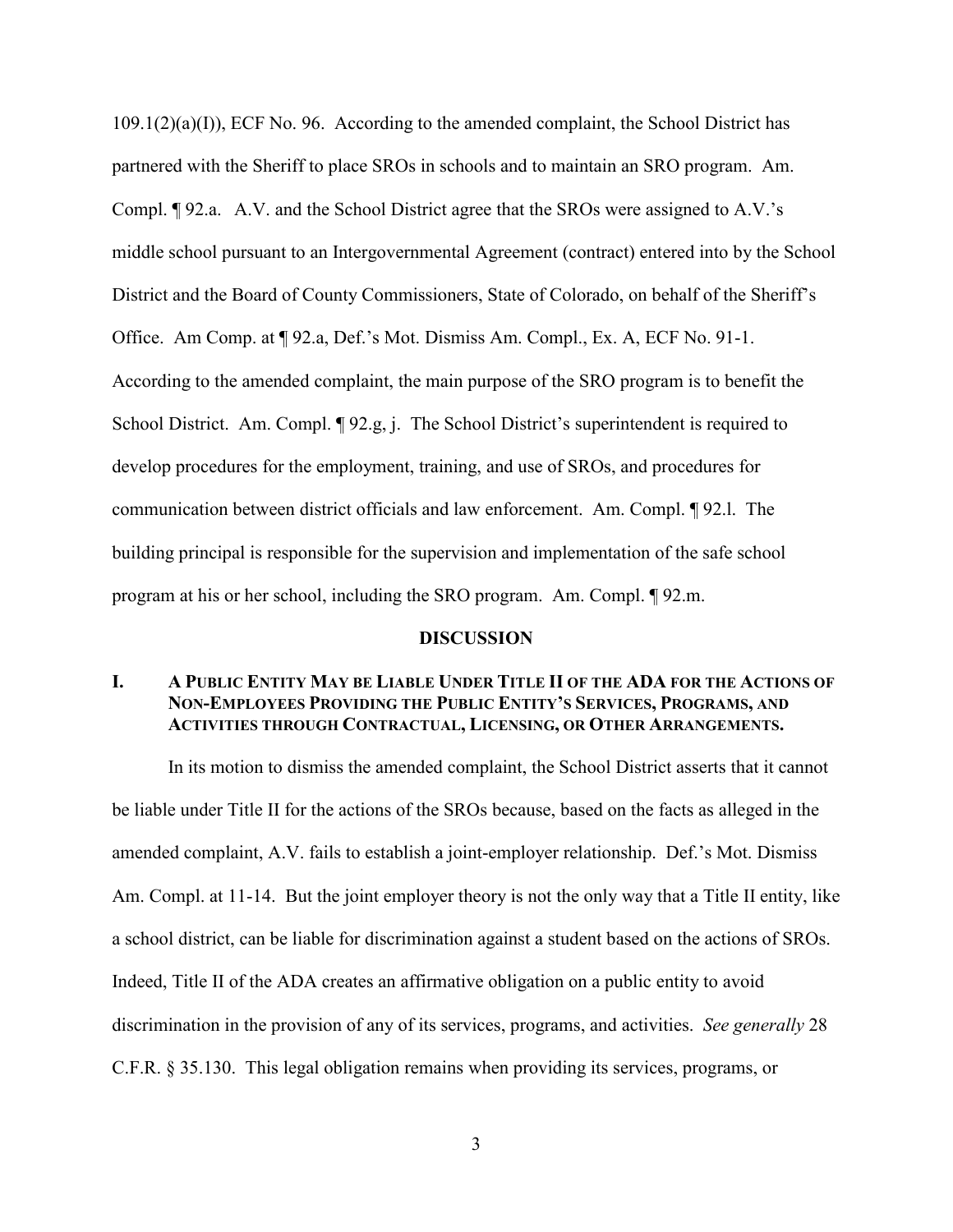109.1(2)(a)(I)), ECF No. 96. According to the amended complaint, the School District has partnered with the Sheriff to place SROs in schools and to maintain an SRO program. Am. Compl. ¶ 92.a. A.V. and the School District agree that the SROs were assigned to A.V.'s middle school pursuant to an Intergovernmental Agreement (contract) entered into by the School District and the Board of County Commissioners, State of Colorado, on behalf of the Sheriff's Office. Am Comp. at ¶ 92.a, Def.'s Mot. Dismiss Am. Compl., Ex. A, ECF No. 91-1. According to the amended complaint, the main purpose of the SRO program is to benefit the School District. Am. Compl. ¶ 92.g, j. The School District's superintendent is required to develop procedures for the employment, training, and use of SROs, and procedures for communication between district officials and law enforcement. Am. Compl. ¶ 92.l. The building principal is responsible for the supervision and implementation of the safe school program at his or her school, including the SRO program. Am. Compl. ¶ 92.m.

## DISCUSSION

### I. A PUBLIC ENTITY MAY BE LIABLE UNDER TITLE II OF THE ADA FOR THE ACTIONS OF NON-EMPLOYEES PROVIDING THE PUBLIC ENTITY'S SERVICES, PROGRAMS, AND ACTIVITIES THROUGH CONTRACTUAL, LICENSING, OR OTHER ARRANGEMENTS.

In its motion to dismiss the amended complaint, the School District asserts that it cannot be liable under Title II for the actions of the SROs because, based on the facts as alleged in the amended complaint, A.V. fails to establish a joint-employer relationship. Def.'s Mot. Dismiss Am. Compl. at 11-14. But the joint employer theory is not the only way that a Title II entity, like a school district, can be liable for discrimination against a student based on the actions of SROs. Indeed, Title II of the ADA creates an affirmative obligation on a public entity to avoid discrimination in the provision of any of its services, programs, and activities. *See generally* 28 C.F.R. § 35.130. This legal obligation remains when providing its services, programs, or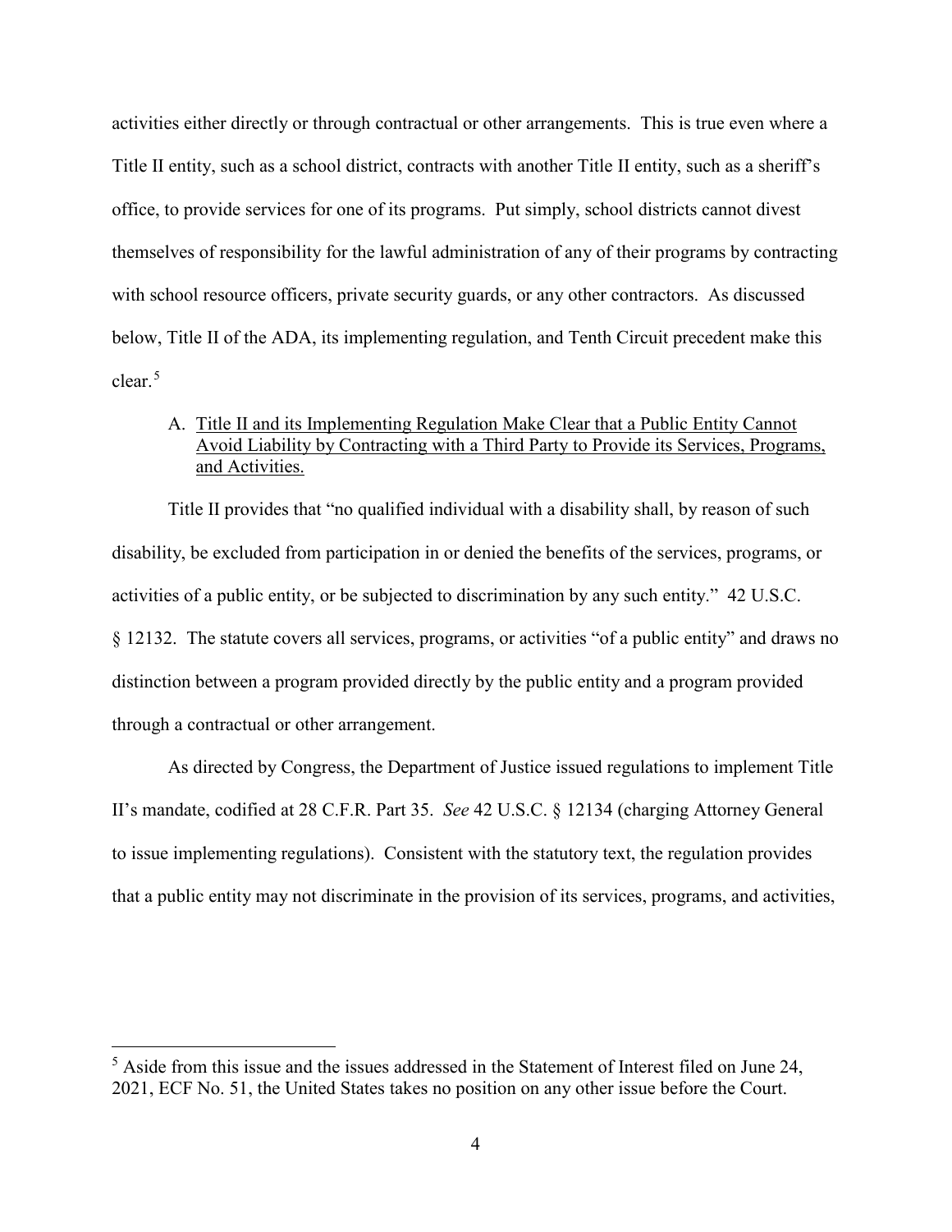activities either directly or through contractual or other arrangements. This is true even where a Title II entity, such as a school district, contracts with another Title II entity, such as a sheriff's office, to provide services for one of its programs. Put simply, school districts cannot divest themselves of responsibility for the lawful administration of any of their programs by contracting with school resource officers, private security guards, or any other contractors. As discussed below, Title II of the ADA, its implementing regulation, and Tenth Circuit precedent make this clear.[5]

A. <u>Title II and its Implementing Regulation Make Clear that a Public Entity Cannot Avoid Liability by Contracting with a Third Party to Provide its Services, Programs, and Activities.</u>

Title II provides that "no qualified individual with a disability shall, by reason of such disability, be excluded from participation in or denied the benefits of the services, programs, or activities of a public entity, or be subjected to discrimination by any such entity." 42 U.S.C. § 12132. The statute covers all services, programs, or activities "of a public entity" and draws no distinction between a program provided directly by the public entity and a program provided through a contractual or other arrangement.

As directed by Congress, the Department of Justice issued regulations to implement Title II's mandate, codified at 28 C.F.R. Part 35. *See* 42 U.S.C. § 12134 (charging Attorney General to issue implementing regulations). Consistent with the statutory text, the regulation provides that a public entity may not discriminate in the provision of its services, programs, and activities,

---

[5] Aside from this issue and the issues addressed in the Statement of Interest filed on June 24, 2021, ECF No. 51, the United States takes no position on any other issue before the Court.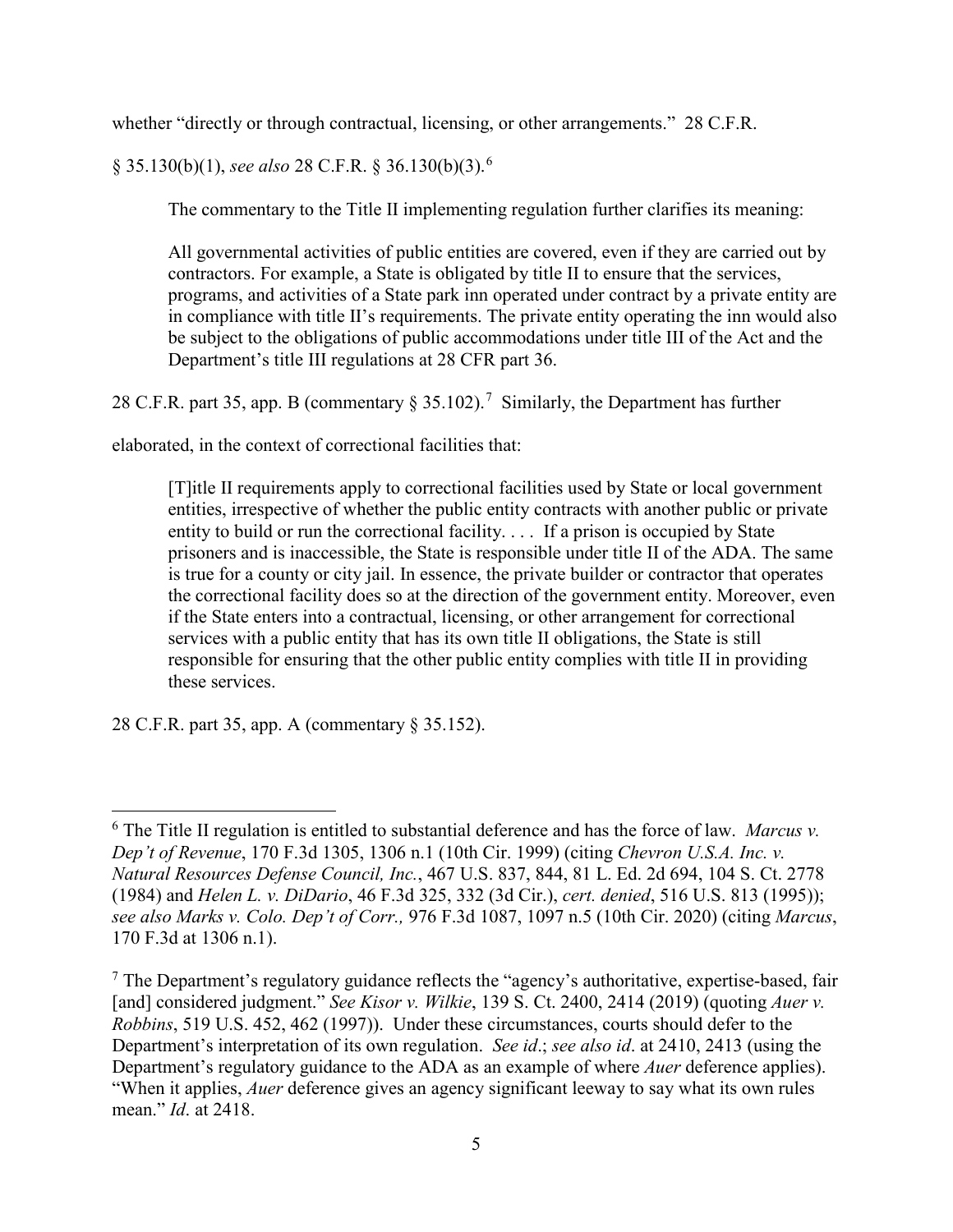whether "directly or through contractual, licensing, or other arrangements." 28 C.F.R. § 35.130(b)(1), *see also* 28 C.F.R. § 36.130(b)(3).[6]

The commentary to the Title II implementing regulation further clarifies its meaning:

> All governmental activities of public entities are covered, even if they are carried out by contractors. For example, a State is obligated by title II to ensure that the services, programs, and activities of a State park inn operated under contract by a private entity are in compliance with title II's requirements. The private entity operating the inn would also be subject to the obligations of public accommodations under title III of the Act and the Department's title III regulations at 28 CFR part 36.

28 C.F.R. part 35, app. B (commentary § 35.102).[7] Similarly, the Department has further elaborated, in the context of correctional facilities that:

> [T]itle II requirements apply to correctional facilities used by State or local government entities, irrespective of whether the public entity contracts with another public or private entity to build or run the correctional facility. . . . If a prison is occupied by State prisoners and is inaccessible, the State is responsible under title II of the ADA. The same is true for a county or city jail. In essence, the private builder or contractor that operates the correctional facility does so at the direction of the government entity. Moreover, even if the State enters into a contractual, licensing, or other arrangement for correctional services with a public entity that has its own title II obligations, the State is still responsible for ensuring that the other public entity complies with title II in providing these services.

28 C.F.R. part 35, app. A (commentary § 35.152).

---

[6] The Title II regulation is entitled to substantial deference and has the force of law. *Marcus v. Dep't of Revenue*, 170 F.3d 1305, 1306 n.1 (10th Cir. 1999) (citing *Chevron U.S.A. Inc. v. Natural Resources Defense Council, Inc.*, 467 U.S. 837, 844, 81 L. Ed. 2d 694, 104 S. Ct. 2778 (1984) and *Helen L. v. DiDario*, 46 F.3d 325, 332 (3d Cir.), *cert. denied*, 516 U.S. 813 (1995)); *see also Marks v. Colo. Dep't of Corr.,* 976 F.3d 1087, 1097 n.5 (10th Cir. 2020) (citing *Marcus*, 170 F.3d at 1306 n.1).

[7] The Department's regulatory guidance reflects the "agency's authoritative, expertise-based, fair [and] considered judgment." *See Kisor v. Wilkie*, 139 S. Ct. 2400, 2414 (2019) (quoting *Auer v. Robbins*, 519 U.S. 452, 462 (1997)). Under these circumstances, courts should defer to the Department's interpretation of its own regulation. *See id*.; *see also id*. at 2410, 2413 (using the Department's regulatory guidance to the ADA as an example of where *Auer* deference applies). "When it applies, *Auer* deference gives an agency significant leeway to say what its own rules mean." *Id*. at 2418.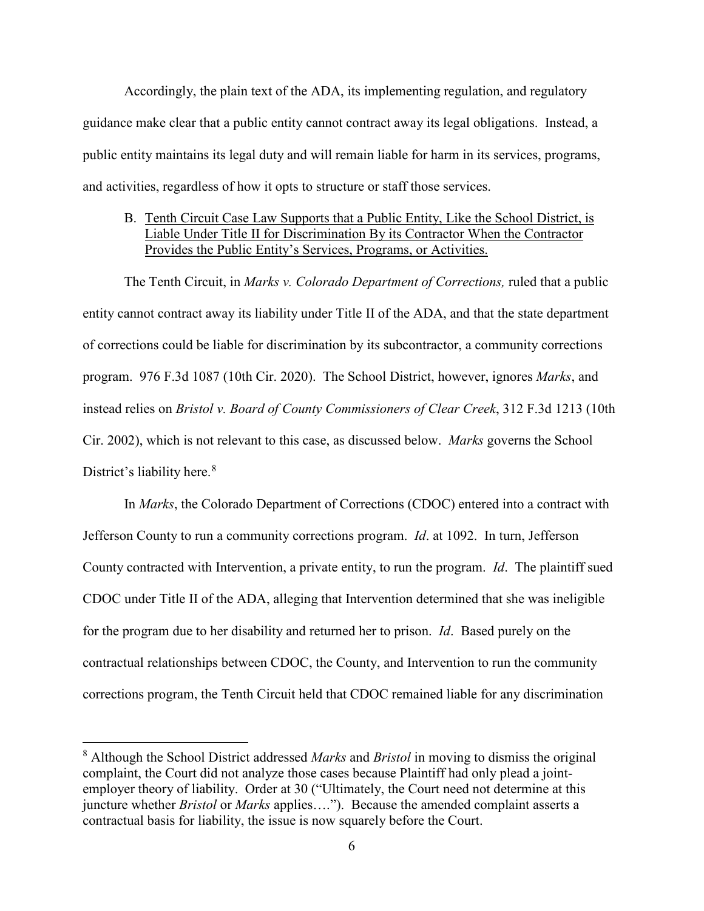Accordingly, the plain text of the ADA, its implementing regulation, and regulatory guidance make clear that a public entity cannot contract away its legal obligations. Instead, a public entity maintains its legal duty and will remain liable for harm in its services, programs, and activities, regardless of how it opts to structure or staff those services.

B. <u>Tenth Circuit Case Law Supports that a Public Entity, Like the School District, is Liable Under Title II for Discrimination By its Contractor When the Contractor Provides the Public Entity's Services, Programs, or Activities.</u>

The Tenth Circuit, in *Marks v. Colorado Department of Corrections,* ruled that a public entity cannot contract away its liability under Title II of the ADA, and that the state department of corrections could be liable for discrimination by its subcontractor, a community corrections program. 976 F.3d 1087 (10th Cir. 2020). The School District, however, ignores *Marks*, and instead relies on *Bristol v. Board of County Commissioners of Clear Creek*, 312 F.3d 1213 (10th Cir. 2002), which is not relevant to this case, as discussed below. *Marks* governs the School District's liability here.[8]

In *Marks*, the Colorado Department of Corrections (CDOC) entered into a contract with Jefferson County to run a community corrections program. *Id*. at 1092. In turn, Jefferson County contracted with Intervention, a private entity, to run the program. *Id*. The plaintiff sued CDOC under Title II of the ADA, alleging that Intervention determined that she was ineligible for the program due to her disability and returned her to prison. *Id*. Based purely on the contractual relationships between CDOC, the County, and Intervention to run the community corrections program, the Tenth Circuit held that CDOC remained liable for any discrimination

---

[8] Although the School District addressed *Marks* and *Bristol* in moving to dismiss the original complaint, the Court did not analyze those cases because Plaintiff had only plead a joint-employer theory of liability. Order at 30 ("Ultimately, the Court need not determine at this juncture whether *Bristol* or *Marks* applies…."). Because the amended complaint asserts a contractual basis for liability, the issue is now squarely before the Court.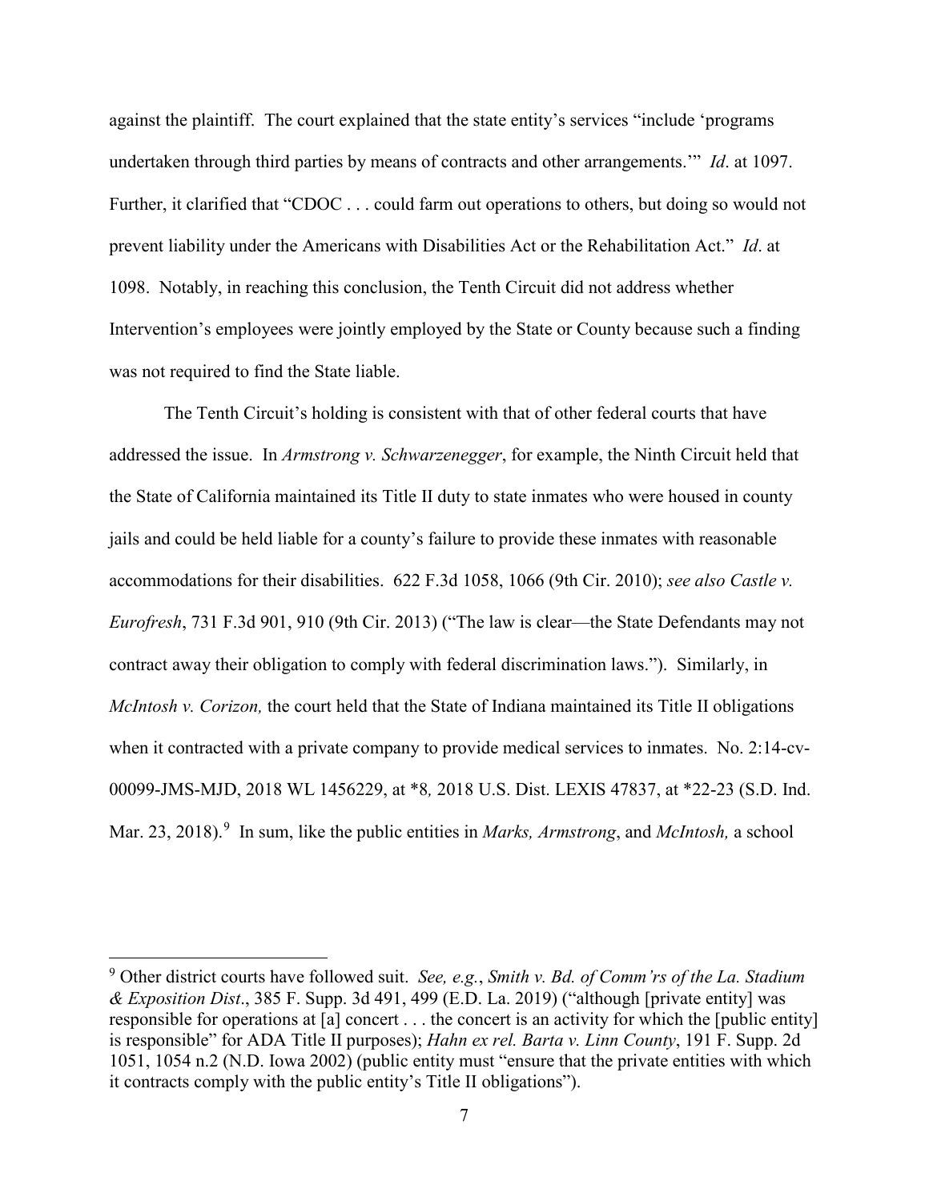against the plaintiff. The court explained that the state entity's services "include 'programs undertaken through third parties by means of contracts and other arrangements.'" *Id*. at 1097. Further, it clarified that "CDOC . . . could farm out operations to others, but doing so would not prevent liability under the Americans with Disabilities Act or the Rehabilitation Act." *Id*. at 1098. Notably, in reaching this conclusion, the Tenth Circuit did not address whether Intervention's employees were jointly employed by the State or County because such a finding was not required to find the State liable.

The Tenth Circuit's holding is consistent with that of other federal courts that have addressed the issue. In *Armstrong v. Schwarzenegger*, for example, the Ninth Circuit held that the State of California maintained its Title II duty to state inmates who were housed in county jails and could be held liable for a county's failure to provide these inmates with reasonable accommodations for their disabilities. 622 F.3d 1058, 1066 (9th Cir. 2010); *see also Castle v. Eurofresh*, 731 F.3d 901, 910 (9th Cir. 2013) ("The law is clear—the State Defendants may not contract away their obligation to comply with federal discrimination laws."). Similarly, in *McIntosh v. Corizon,* the court held that the State of Indiana maintained its Title II obligations when it contracted with a private company to provide medical services to inmates. No. 2:14-cv-00099-JMS-MJD, 2018 WL 1456229, at *8*,* 2018 U.S. Dist. LEXIS 47837, at *22-23 (S.D. Ind. Mar. 23, 2018).[9] In sum, like the public entities in *Marks, Armstrong*, and *McIntosh,* a school

---

[9] Other district courts have followed suit. *See, e.g.*, *Smith v. Bd. of Comm'rs of the La. Stadium & Exposition Dist*., 385 F. Supp. 3d 491, 499 (E.D. La. 2019) ("although [private entity] was responsible for operations at [a] concert . . . the concert is an activity for which the [public entity] is responsible" for ADA Title II purposes); *Hahn ex rel. Barta v. Linn County*, 191 F. Supp. 2d 1051, 1054 n.2 (N.D. Iowa 2002) (public entity must "ensure that the private entities with which it contracts comply with the public entity's Title II obligations").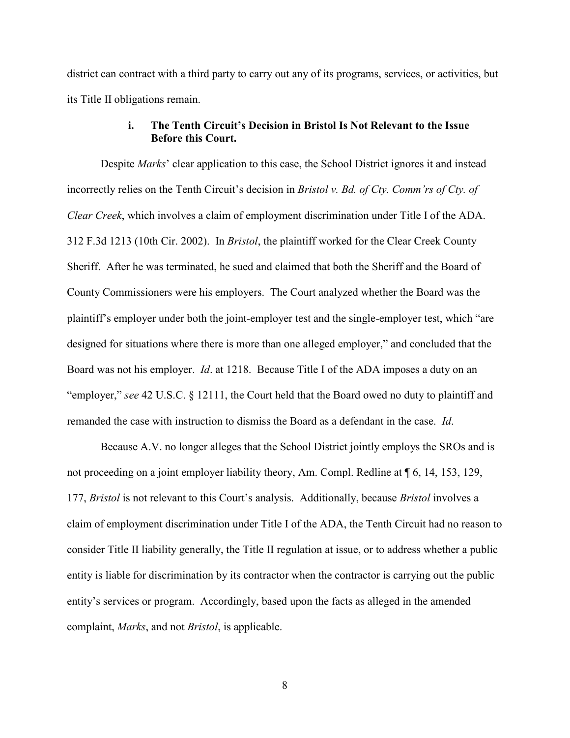district can contract with a third party to carry out any of its programs, services, or activities, but its Title II obligations remain.

#### i. The Tenth Circuit's Decision in Bristol Is Not Relevant to the Issue Before this Court.

Despite *Marks*' clear application to this case, the School District ignores it and instead incorrectly relies on the Tenth Circuit's decision in *Bristol v. Bd. of Cty. Comm'rs of Cty. of Clear Creek*, which involves a claim of employment discrimination under Title I of the ADA. 312 F.3d 1213 (10th Cir. 2002). In *Bristol*, the plaintiff worked for the Clear Creek County Sheriff. After he was terminated, he sued and claimed that both the Sheriff and the Board of County Commissioners were his employers. The Court analyzed whether the Board was the plaintiff's employer under both the joint-employer test and the single-employer test, which "are designed for situations where there is more than one alleged employer," and concluded that the Board was not his employer. *Id*. at 1218. Because Title I of the ADA imposes a duty on an "employer," *see* 42 U.S.C. § 12111, the Court held that the Board owed no duty to plaintiff and remanded the case with instruction to dismiss the Board as a defendant in the case. *Id*.

Because A.V. no longer alleges that the School District jointly employs the SROs and is not proceeding on a joint employer liability theory, Am. Compl. Redline at ¶ 6, 14, 153, 129, 177, *Bristol* is not relevant to this Court's analysis. Additionally, because *Bristol* involves a claim of employment discrimination under Title I of the ADA, the Tenth Circuit had no reason to consider Title II liability generally, the Title II regulation at issue, or to address whether a public entity is liable for discrimination by its contractor when the contractor is carrying out the public entity's services or program. Accordingly, based upon the facts as alleged in the amended complaint, *Marks*, and not *Bristol*, is applicable.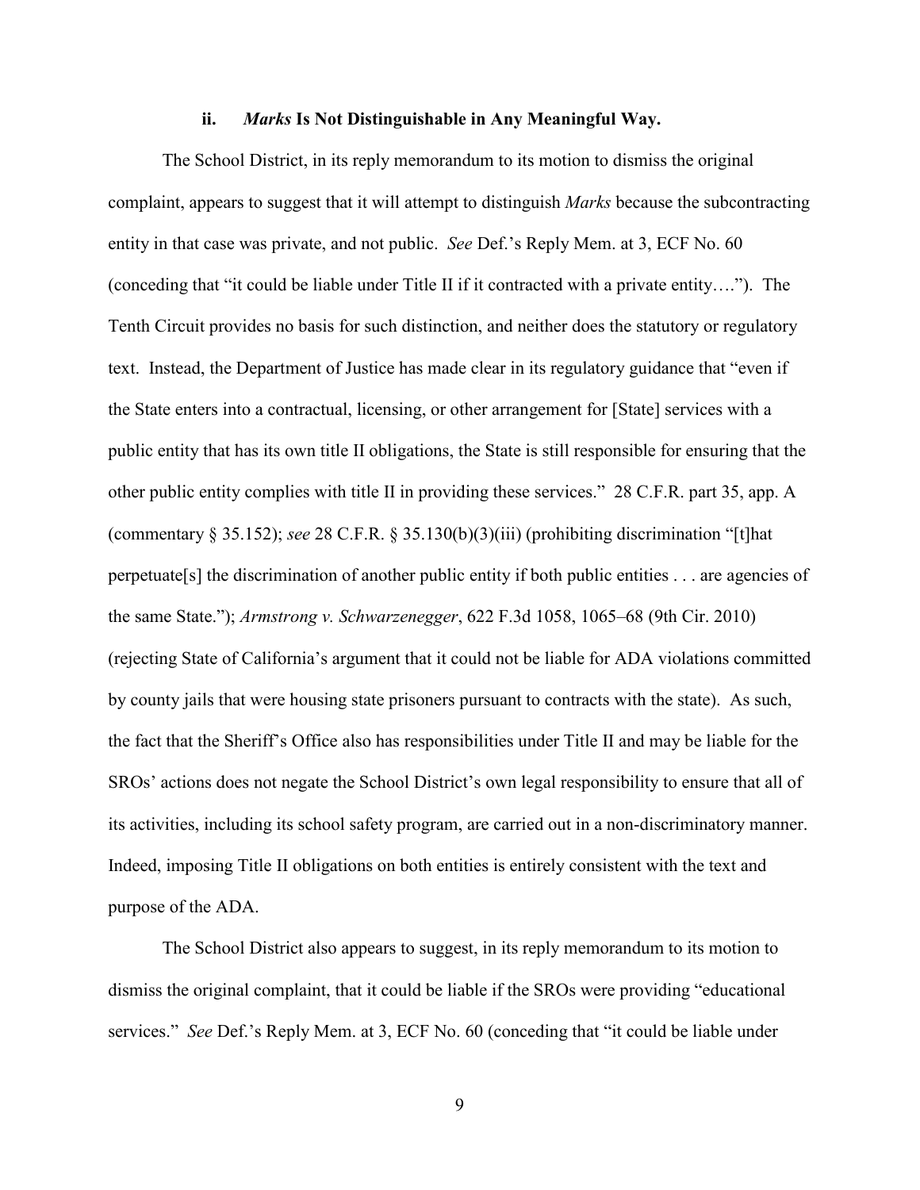### ii. *Marks* Is Not Distinguishable in Any Meaningful Way.

The School District, in its reply memorandum to its motion to dismiss the original complaint, appears to suggest that it will attempt to distinguish *Marks* because the subcontracting entity in that case was private, and not public. *See* Def.'s Reply Mem. at 3, ECF No. 60 (conceding that "it could be liable under Title II if it contracted with a private entity…."). The Tenth Circuit provides no basis for such distinction, and neither does the statutory or regulatory text. Instead, the Department of Justice has made clear in its regulatory guidance that "even if the State enters into a contractual, licensing, or other arrangement for [State] services with a public entity that has its own title II obligations, the State is still responsible for ensuring that the other public entity complies with title II in providing these services." 28 C.F.R. part 35, app. A (commentary § 35.152); *see* 28 C.F.R. § 35.130(b)(3)(iii) (prohibiting discrimination "[t]hat perpetuate[s] the discrimination of another public entity if both public entities . . . are agencies of the same State."); *Armstrong v. Schwarzenegger*, 622 F.3d 1058, 1065–68 (9th Cir. 2010) (rejecting State of California's argument that it could not be liable for ADA violations committed by county jails that were housing state prisoners pursuant to contracts with the state). As such, the fact that the Sheriff's Office also has responsibilities under Title II and may be liable for the SROs' actions does not negate the School District's own legal responsibility to ensure that all of its activities, including its school safety program, are carried out in a non-discriminatory manner. Indeed, imposing Title II obligations on both entities is entirely consistent with the text and purpose of the ADA.

The School District also appears to suggest, in its reply memorandum to its motion to dismiss the original complaint, that it could be liable if the SROs were providing "educational services." *See* Def.'s Reply Mem. at 3, ECF No. 60 (conceding that "it could be liable under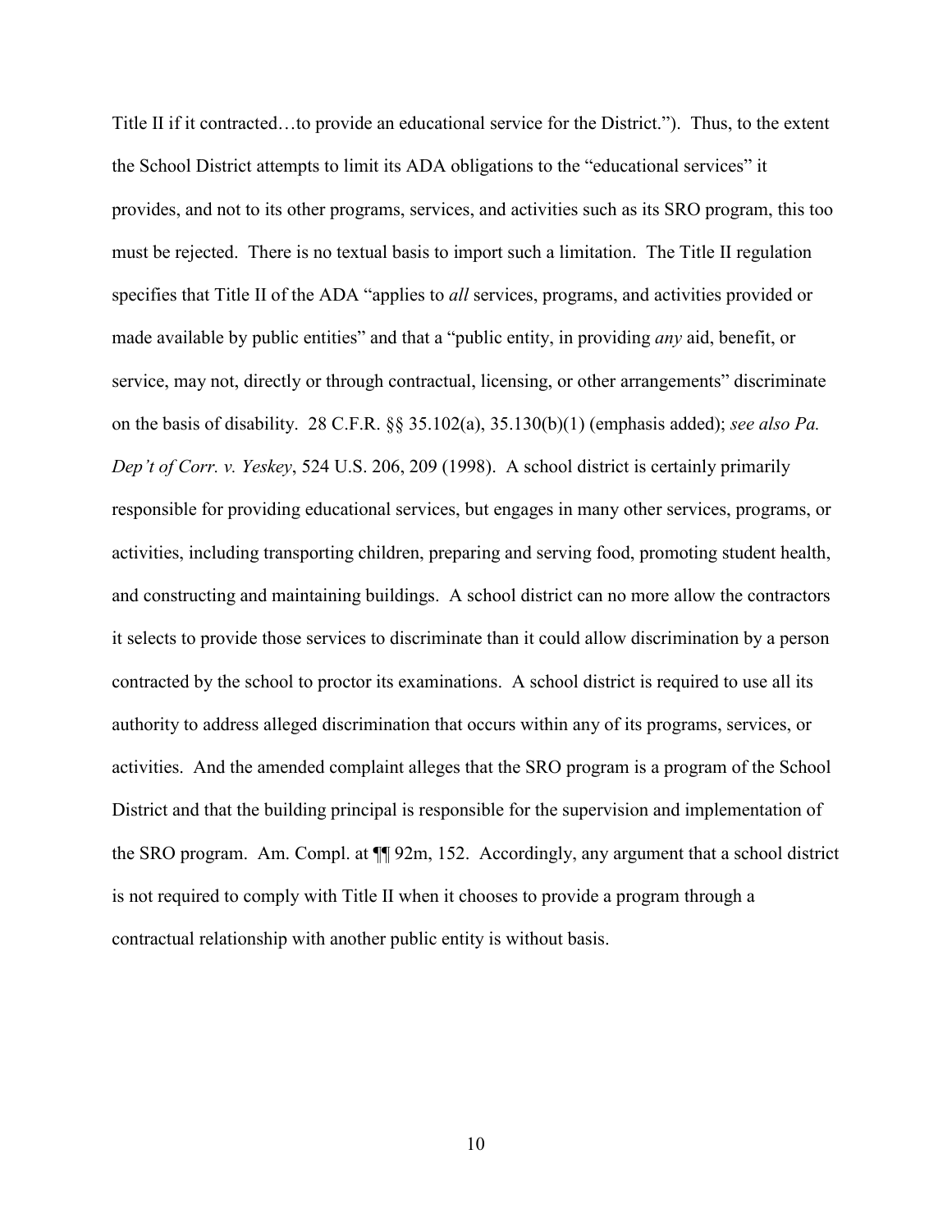Title II if it contracted…to provide an educational service for the District."). Thus, to the extent the School District attempts to limit its ADA obligations to the "educational services" it provides, and not to its other programs, services, and activities such as its SRO program, this too must be rejected. There is no textual basis to import such a limitation. The Title II regulation specifies that Title II of the ADA "applies to *all* services, programs, and activities provided or made available by public entities" and that a "public entity, in providing *any* aid, benefit, or service, may not, directly or through contractual, licensing, or other arrangements" discriminate on the basis of disability. 28 C.F.R. §§ 35.102(a), 35.130(b)(1) (emphasis added); *see also Pa. Dep't of Corr. v. Yeskey*, 524 U.S. 206, 209 (1998). A school district is certainly primarily responsible for providing educational services, but engages in many other services, programs, or activities, including transporting children, preparing and serving food, promoting student health, and constructing and maintaining buildings. A school district can no more allow the contractors it selects to provide those services to discriminate than it could allow discrimination by a person contracted by the school to proctor its examinations. A school district is required to use all its authority to address alleged discrimination that occurs within any of its programs, services, or activities. And the amended complaint alleges that the SRO program is a program of the School District and that the building principal is responsible for the supervision and implementation of the SRO program. Am. Compl. at ¶¶ 92m, 152. Accordingly, any argument that a school district is not required to comply with Title II when it chooses to provide a program through a contractual relationship with another public entity is without basis.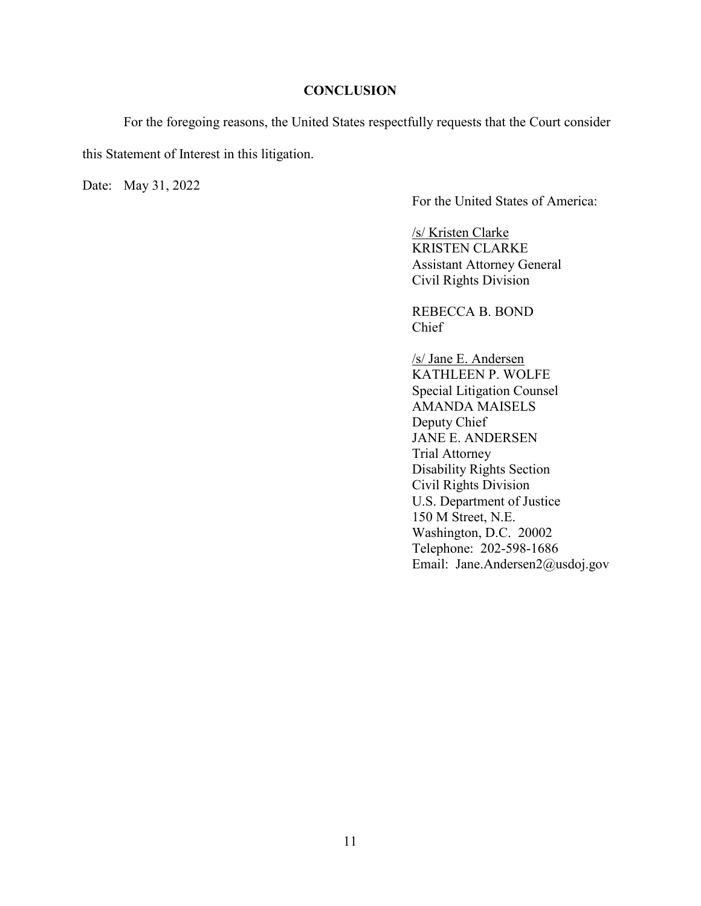## CONCLUSION

For the foregoing reasons, the United States respectfully requests that the Court consider this Statement of Interest in this litigation.

Date: May 31, 2022

For the United States of America:

/s/ Kristen Clarke
KRISTEN CLARKE
Assistant Attorney General
Civil Rights Division

REBECCA B. BOND
Chief

/s/ Jane E. Andersen
KATHLEEN P. WOLFE
Special Litigation Counsel
AMANDA MAISELS
Deputy Chief
JANE E. ANDERSEN
Trial Attorney
Disability Rights Section
Civil Rights Division
U.S. Department of Justice
150 M Street, N.E.
Washington, D.C. 20002
Telephone: 202-598-1686
Email: Jane.Andersen2@usdoj.gov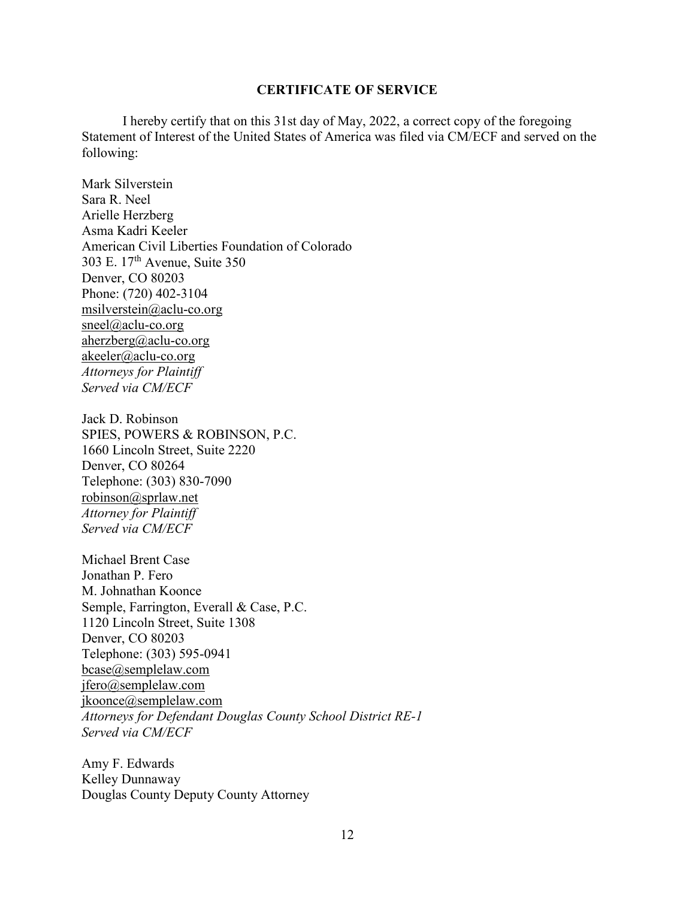**CERTIFICATE OF SERVICE**

I hereby certify that on this 31st day of May, 2022, a correct copy of the foregoing Statement of Interest of the United States of America was filed via CM/ECF and served on the following:

Mark Silverstein
Sara R. Neel
Arielle Herzberg
Asma Kadri Keeler
American Civil Liberties Foundation of Colorado
303 E. 17th Avenue, Suite 350
Denver, CO 80203
Phone: (720) 402-3104
msilverstein@aclu-co.org
sneel@aclu-co.org
aherzberg@aclu-co.org
akeeler@aclu-co.org
*Attorneys for Plaintiff*
*Served via CM/ECF*

Jack D. Robinson
SPIES, POWERS & ROBINSON, P.C.
1660 Lincoln Street, Suite 2220
Denver, CO 80264
Telephone: (303) 830-7090
robinson@sprlaw.net
*Attorney for Plaintiff*
*Served via CM/ECF*

Michael Brent Case
Jonathan P. Fero
M. Johnathan Koonce
Semple, Farrington, Everall & Case, P.C.
1120 Lincoln Street, Suite 1308
Denver, CO 80203
Telephone: (303) 595-0941
bcase@semplelaw.com
jfero@semplelaw.com
jkoonce@semplelaw.com
*Attorneys for Defendant Douglas County School District RE-1*
*Served via CM/ECF*

Amy F. Edwards
Kelley Dunnaway
Douglas County Deputy County Attorney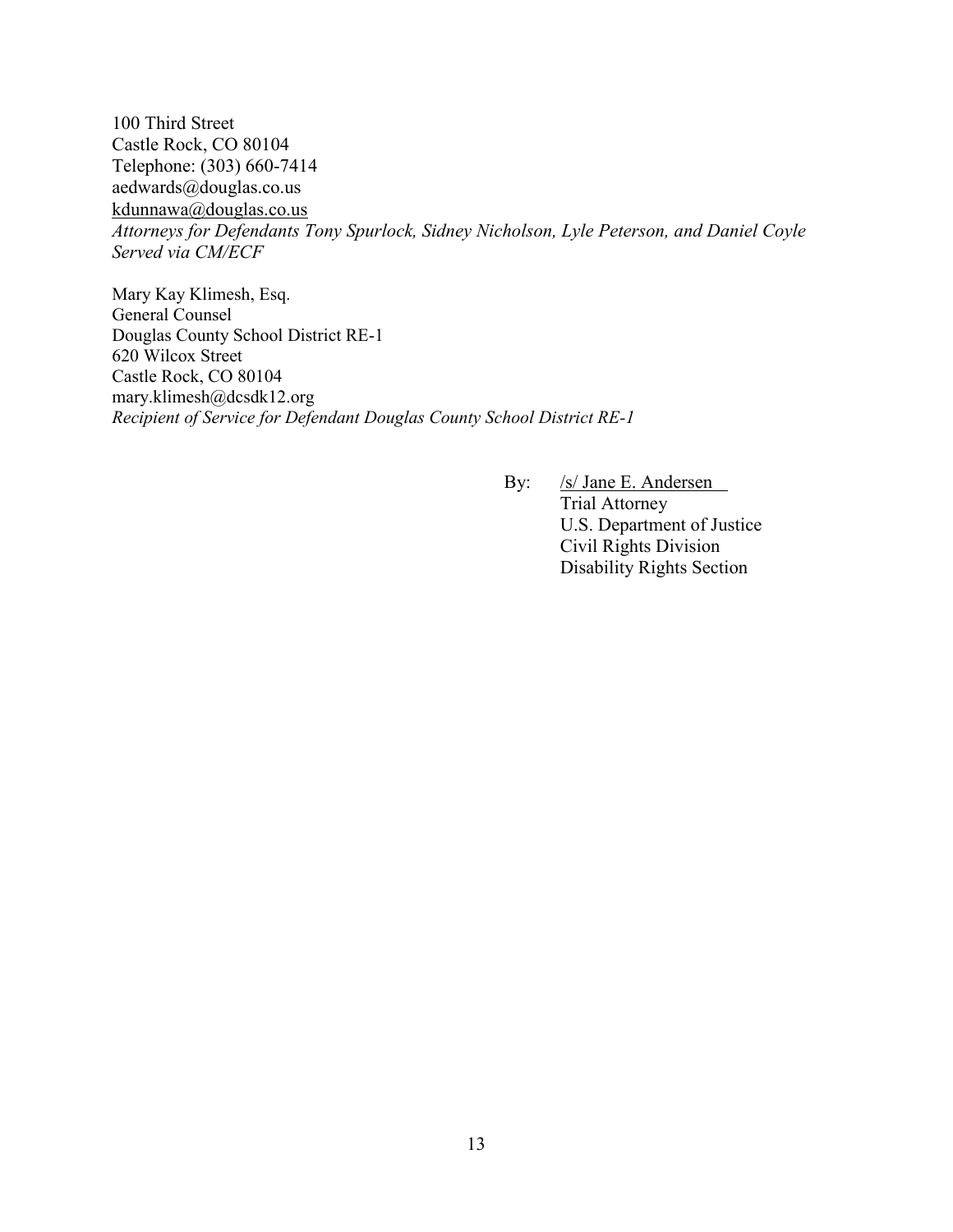100 Third Street
Castle Rock, CO 80104
Telephone: (303) 660-7414
aedwards@douglas.co.us
kdunnawa@douglas.co.us
*Attorneys for Defendants Tony Spurlock, Sidney Nicholson, Lyle Peterson, and Daniel Coyle*
*Served via CM/ECF*

Mary Kay Klimesh, Esq.
General Counsel
Douglas County School District RE-1
620 Wilcox Street
Castle Rock, CO 80104
mary.klimesh@dcsdk12.org
*Recipient of Service for Defendant Douglas County School District RE-1*

By: /s/ Jane E. Andersen
Trial Attorney
U.S. Department of Justice
Civil Rights Division
Disability Rights Section